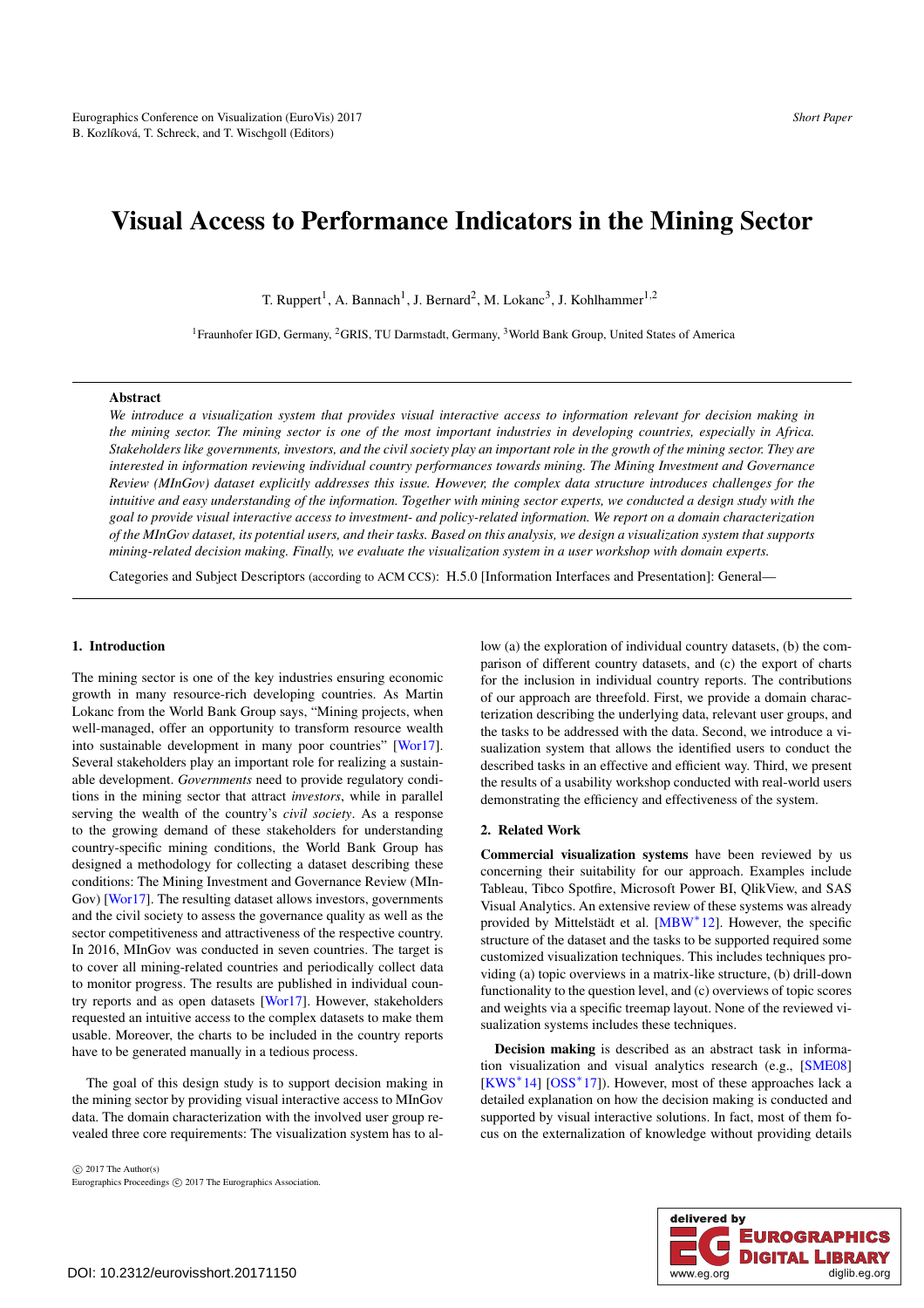# Visual Access to Performance Indicators in the Mining Sector

T. Ruppert[1], A. Bannach[1], J. Bernard[2], M. Lokanc[3], J. Kohlhammer[1,2]

[1]Fraunhofer IGD, Germany, [2]GRIS, TU Darmstadt, Germany, [3]World Bank Group, United States of America

## Abstract

*We introduce a visualization system that provides visual interactive access to information relevant for decision making in the mining sector. The mining sector is one of the most important industries in developing countries, especially in Africa. Stakeholders like governments, investors, and the civil society play an important role in the growth of the mining sector. They are interested in information reviewing individual country performances towards mining. The Mining Investment and Governance Review (MInGov) dataset explicitly addresses this issue. However, the complex data structure introduces challenges for the intuitive and easy understanding of the information. Together with mining sector experts, we conducted a design study with the goal to provide visual interactive access to investment- and policy-related information. We report on a domain characterization of the MInGov dataset, its potential users, and their tasks. Based on this analysis, we design a visualization system that supports mining-related decision making. Finally, we evaluate the visualization system in a user workshop with domain experts.*

Categories and Subject Descriptors (according to ACM CCS): H.5.0 [Information Interfaces and Presentation]: General—

## 1. Introduction

The mining sector is one of the key industries ensuring economic growth in many resource-rich developing countries. As Martin Lokanc from the World Bank Group says, "Mining projects, when well-managed, offer an opportunity to transform resource wealth into sustainable development in many poor countries" [Wor17]. Several stakeholders play an important role for realizing a sustainable development. *Governments* need to provide regulatory conditions in the mining sector that attract *investors*, while in parallel serving the wealth of the country's *civil society*. As a response to the growing demand of these stakeholders for understanding country-specific mining conditions, the World Bank Group has designed a methodology for collecting a dataset describing these conditions: The Mining Investment and Governance Review (MInGov) [Wor17]. The resulting dataset allows investors, governments and the civil society to assess the governance quality as well as the sector competitiveness and attractiveness of the respective country. In 2016, MInGov was conducted in seven countries. The target is to cover all mining-related countries and periodically collect data to monitor progress. The results are published in individual country reports and as open datasets [Wor17]. However, stakeholders requested an intuitive access to the complex datasets to make them usable. Moreover, the charts to be included in the country reports have to be generated manually in a tedious process.

The goal of this design study is to support decision making in the mining sector by providing visual interactive access to MInGov data. The domain characterization with the involved user group revealed three core requirements: The visualization system has to allow (a) the exploration of individual country datasets, (b) the comparison of different country datasets, and (c) the export of charts for the inclusion in individual country reports. The contributions of our approach are threefold. First, we provide a domain characterization describing the underlying data, relevant user groups, and the tasks to be addressed with the data. Second, we introduce a visualization system that allows the identified users to conduct the described tasks in an effective and efficient way. Third, we present the results of a usability workshop conducted with real-world users demonstrating the efficiency and effectiveness of the system.

## 2. Related Work

**Commercial visualization systems** have been reviewed by us concerning their suitability for our approach. Examples include Tableau, Tibco Spotfire, Microsoft Power BI, QlikView, and SAS Visual Analytics. An extensive review of these systems was already provided by Mittelstädt et al. [MBW*12]. However, the specific structure of the dataset and the tasks to be supported required some customized visualization techniques. This includes techniques providing (a) topic overviews in a matrix-like structure, (b) drill-down functionality to the question level, and (c) overviews of topic scores and weights via a specific treemap layout. None of the reviewed visualization systems includes these techniques.

**Decision making** is described as an abstract task in information visualization and visual analytics research (e.g., [SME08] [KWS*14] [OSS*17]). However, most of these approaches lack a detailed explanation on how the decision making is conducted and supported by visual interactive solutions. In fact, most of them focus on the externalization of knowledge without providing details

© 2017 The Author(s)
Eurographics Proceedings © 2017 The Eurographics Association.

DOI: 10.2312/eurovisshort.20171150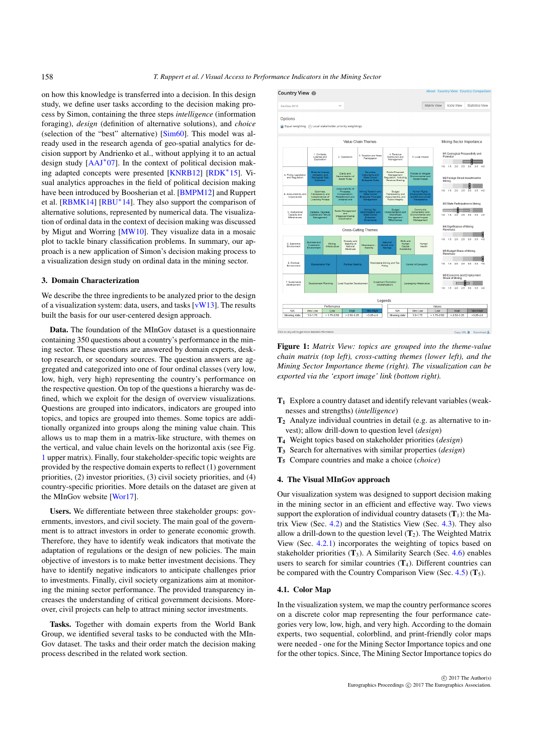on how this knowledge is transferred into a decision. In this design study, we define user tasks according to the decision making process by Simon, containing the three steps *intelligence* (information foraging), *design* (definition of alternative solutions), and *choice* (selection of the "best" alternative) [Sim60]. This model was already used in the research agenda of geo-spatial analytics for decision support by Andrienko et al., without applying it to an actual design study [AAJ*07]. In the context of political decision making adapted concepts were presented [KNRB12] [RDK*15]. Visual analytics approaches in the field of political decision making have been introduced by Boosherian et al. [BMPM12] and Ruppert et al. [RBMK14] [RBU*14]. They also support the comparison of alternative solutions, represented by numerical data. The visualization of ordinal data in the context of decision making was discussed by Migut and Worring [MW10]. They visualize data in a mosaic plot to tackle binary classification problems. In summary, our approach is a new application of Simon's decision making process to a visualization design study on ordinal data in the mining sector.

## 3. Domain Characterization

We describe the three ingredients to be analyzed prior to the design of a visualization system: data, users, and tasks [vW13]. The results built the basis for our user-centered design approach.

**Data.** The foundation of the MInGov dataset is a questionnaire containing 350 questions about a country's performance in the mining sector. These questions are answered by domain experts, desktop research, or secondary sources. The question answers are aggregated and categorized into one of four ordinal classes (very low, low, high, very high) representing the country's performance on the respective question. On top of the questions a hierarchy was defined, which we exploit for the design of overview visualizations. Questions are grouped into indicators, indicators are grouped into topics, and topics are grouped into themes. Some topics are additionally organized into groups along the mining value chain. This allows us to map them in a matrix-like structure, with themes on the vertical, and value chain levels on the horizontal axis (see Fig. 1 upper matrix). Finally, four stakeholder-specific topic weights are provided by the respective domain experts to reflect (1) government priorities, (2) investor priorities, (3) civil society priorities, and (4) country-specific priorities. More details on the dataset are given at the MInGov website [Wor17].

**Users.** We differentiate between three stakeholder groups: governments, investors, and civil society. The main goal of the government is to attract investors in order to generate economic growth. Therefore, they have to identify weak indicators that motivate the adaptation of regulations or the design of new policies. The main objective of investors is to make better investment decisions. They have to identify negative indicators to anticipate challenges prior to investments. Finally, civil society organizations aim at monitoring the mining sector performance. The provided transparency increases the understanding of critical government decisions. Moreover, civil projects can help to attract mining sector investments.

**Tasks.** Together with domain experts from the World Bank Group, we identified several tasks to be conducted with the MInGov dataset. The tasks and their order match the decision making process described in the related work section.

**Figure 1:** *Matrix View: topics are grouped into the theme-value chain matrix (top left), cross-cutting themes (lower left), and the Mining Sector Importance theme (right). The visualization can be exported via the 'export image' link (bottom right).*

- **$T_1$** Explore a country dataset and identify relevant variables (weaknesses and strengths) *(intelligence)*
- **$T_2$** Analyze individual countries in detail (e.g. as alternative to invest); allow drill-down to question level *(design)*
- **$T_4$** Weight topics based on stakeholder priorities *(design)*
- **$T_3$** Search for alternatives with similar properties *(design)*
- **$T_5$** Compare countries and make a choice *(choice)*

## 4. The Visual MInGov approach

Our visualization system was designed to support decision making in the mining sector in an efficient and effective way. Two views support the exploration of individual country datasets (**$T_1$**): the Matrix View (Sec. 4.2) and the Statistics View (Sec. 4.3). They also allow a drill-down to the question level (**$T_2$**). The Weighted Matrix View (Sec. 4.2.1) incorporates the weighting of topics based on stakeholder priorities (**$T_3$**). A Similarity Search (Sec. 4.6) enables users to search for similar countries (**$T_4$**). Different countries can be compared with the Country Comparison View (Sec. 4.5) (**$T_5$**).

### 4.1. Color Map

In the visualization system, we map the country performance scores on a discrete color map representing the four performance categories very low, low, high, and very high. According to the domain experts, two sequential, colorblind, and print-friendly color maps were needed - one for the Mining Sector Importance topics and one for the other topics. Since, The Mining Sector Importance topics do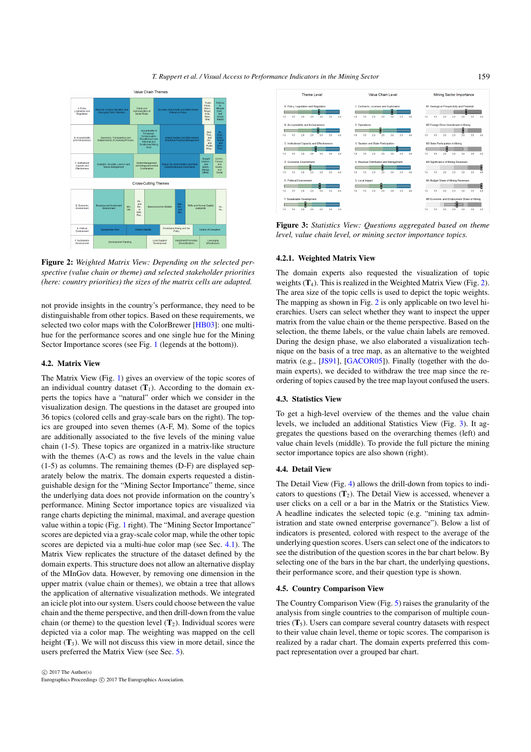**Figure 2:** *Weighted Matrix View: Depending on the selected perspective (value chain or theme) and selected stakeholder priorities (here: country priorities) the sizes of the matrix cells are adapted.*

not provide insights in the country's performance, they need to be distinguishable from other topics. Based on these requirements, we selected two color maps with the ColorBrewer [HB03]: one multi-hue for the performance scores and one single hue for the Mining Sector Importance scores (see Fig. 1 (legends at the bottom)).

### 4.2. Matrix View

The Matrix View (Fig. 1) gives an overview of the topic scores of an individual country dataset ($\mathbf{T}_1$). According to the domain experts the topics have a "natural" order which we consider in the visualization design. The questions in the dataset are grouped into 36 topics (colored cells and gray-scale bars on the right). The topics are grouped into seven themes (A-F, M). Some of the topics are additionally associated to the five levels of the mining value chain (1-5). These topics are organized in a matrix-like structure with the themes (A-C) as rows and the levels in the value chain (1-5) as columns. The remaining themes (D-F) are displayed separately below the matrix. The domain experts requested a distinguishable design for the "Mining Sector Importance" theme, since the underlying data does not provide information on the country's performance. Mining Sector importance topics are visualized via range charts depicting the minimal, maximal, and average question value within a topic (Fig. 1 right). The "Mining Sector Importance" scores are depicted via a gray-scale color map, while the other topic scores are depicted via a multi-hue color map (see Sec. 4.1). The Matrix View replicates the structure of the dataset defined by the domain experts. This structure does not allow an alternative display of the MInGov data. However, by removing one dimension in the upper matrix (value chain or themes), we obtain a tree that allows the application of alternative visualization methods. We integrated an icicle plot into our system. Users could choose between the value chain and the theme perspective, and then drill-down from the value chain (or theme) to the question level ($\mathbf{T}_2$). Individual scores were depicted via a color map. The weighting was mapped on the cell height ($\mathbf{T}_3$). We will not discuss this view in more detail, since the users preferred the Matrix View (see Sec. 5).

**Figure 3:** *Statistics View: Questions aggregated based on theme level, value chain level, or mining sector importance topics.*

#### 4.2.1. Weighted Matrix View

The domain experts also requested the visualization of topic weights ($\mathbf{T}_4$). This is realized in the Weighted Matrix View (Fig. 2). The area size of the topic cells is used to depict the topic weights. The mapping as shown in Fig. 2 is only applicable on two level hierarchies. Users can select whether they want to inspect the upper matrix from the value chain or the theme perspective. Based on the selection, the theme labels, or the value chain labels are removed. During the design phase, we also elaborated a visualization technique on the basis of a tree map, as an alternative to the weighted matrix (e.g., [JS91], [GACOR05]). Finally (together with the domain experts), we decided to withdraw the tree map since the reordering of topics caused by the tree map layout confused the users.

### 4.3. Statistics View

To get a high-level overview of the themes and the value chain levels, we included an additional Statistics View (Fig. 3). It aggregates the questions based on the overarching themes (left) and value chain levels (middle). To provide the full picture the mining sector importance topics are also shown (right).

### 4.4. Detail View

The Detail View (Fig. 4) allows the drill-down from topics to indicators to questions ($\mathbf{T}_2$). The Detail View is accessed, whenever a user clicks on a cell or a bar in the Matrix or the Statistics View. A headline indicates the selected topic (e.g. "mining tax administration and state owned enterprise governance"). Below a list of indicators is presented, colored with respect to the average of the underlying question scores. Users can select one of the indicators to see the distribution of the question scores in the bar chart below. By selecting one of the bars in the bar chart, the underlying questions, their performance score, and their question type is shown.

### 4.5. Country Comparison View

The Country Comparison View (Fig. 5) raises the granularity of the analysis from single countries to the comparison of multiple countries ($\mathbf{T}_5$). Users can compare several country datasets with respect to their value chain level, theme or topic scores. The comparison is realized by a radar chart. The domain experts preferred this compact representation over a grouped bar chart.

© 2017 The Author(s)
Eurographics Proceedings © 2017 The Eurographics Association.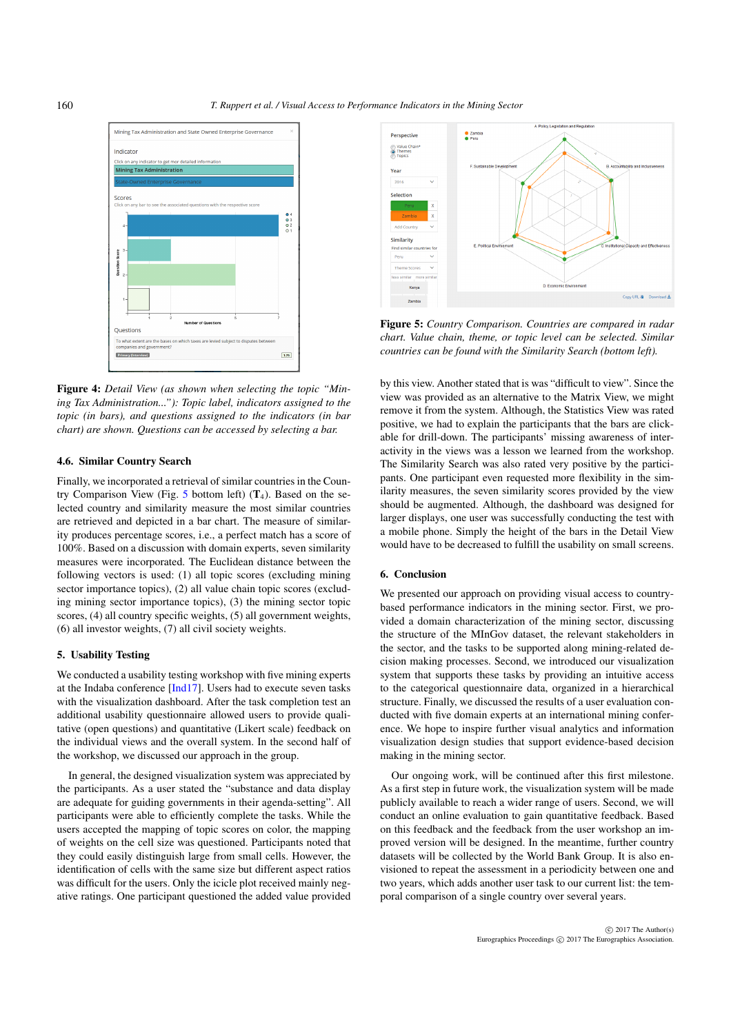Figure 4: *Detail View (as shown when selecting the topic "Mining Tax Administration..."): Topic label, indicators assigned to the topic (in bars), and questions assigned to the indicators (in bar chart) are shown. Questions can be accessed by selecting a bar.*

### 4.6. Similar Country Search

Finally, we incorporated a retrieval of similar countries in the Country Comparison View (Fig. 5 bottom left) ($\mathbf{T}_4$). Based on the selected country and similarity measure the most similar countries are retrieved and depicted in a bar chart. The measure of similarity produces percentage scores, i.e., a perfect match has a score of 100%. Based on a discussion with domain experts, seven similarity measures were incorporated. The Euclidean distance between the following vectors is used: (1) all topic scores (excluding mining sector importance topics), (2) all value chain topic scores (excluding mining sector importance topics), (3) the mining sector topic scores, (4) all country specific weights, (5) all government weights, (6) all investor weights, (7) all civil society weights.

## 5. Usability Testing

We conducted a usability testing workshop with five mining experts at the Indaba conference [Ind17]. Users had to execute seven tasks with the visualization dashboard. After the task completion test an additional usability questionnaire allowed users to provide qualitative (open questions) and quantitative (Likert scale) feedback on the individual views and the overall system. In the second half of the workshop, we discussed our approach in the group.

In general, the designed visualization system was appreciated by the participants. As a user stated the "substance and data display are adequate for guiding governments in their agenda-setting". All participants were able to efficiently complete the tasks. While the users accepted the mapping of topic scores on color, the mapping of weights on the cell size was questioned. Participants noted that they could easily distinguish large from small cells. However, the identification of cells with the same size but different aspect ratios was difficult for the users. Only the icicle plot received mainly negative ratings. One participant questioned the added value provided

Figure 5: *Country Comparison. Countries are compared in radar chart. Value chain, theme, or topic level can be selected. Similar countries can be found with the Similarity Search (bottom left).*

by this view. Another stated that is was "difficult to view". Since the view was provided as an alternative to the Matrix View, we might remove it from the system. Although, the Statistics View was rated positive, we had to explain the participants that the bars are clickable for drill-down. The participants' missing awareness of interactivity in the views was a lesson we learned from the workshop. The Similarity Search was also rated very positive by the participants. One participant even requested more flexibility in the similarity measures, the seven similarity scores provided by the view should be augmented. Although, the dashboard was designed for larger displays, one user was successfully conducting the test with a mobile phone. Simply the height of the bars in the Detail View would have to be decreased to fulfill the usability on small screens.

## 6. Conclusion

We presented our approach on providing visual access to country-based performance indicators in the mining sector. First, we provided a domain characterization of the mining sector, discussing the structure of the MInGov dataset, the relevant stakeholders in the sector, and the tasks to be supported along mining-related decision making processes. Second, we introduced our visualization system that supports these tasks by providing an intuitive access to the categorical questionnaire data, organized in a hierarchical structure. Finally, we discussed the results of a user evaluation conducted with five domain experts at an international mining conference. We hope to inspire further visual analytics and information visualization design studies that support evidence-based decision making in the mining sector.

Our ongoing work, will be continued after this first milestone. As a first step in future work, the visualization system will be made publicly available to reach a wider range of users. Second, we will conduct an online evaluation to gain quantitative feedback. Based on this feedback and the feedback from the user workshop an improved version will be designed. In the meantime, further country datasets will be collected by the World Bank Group. It is also envisioned to repeat the assessment in a periodicity between one and two years, which adds another user task to our current list: the temporal comparison of a single country over several years.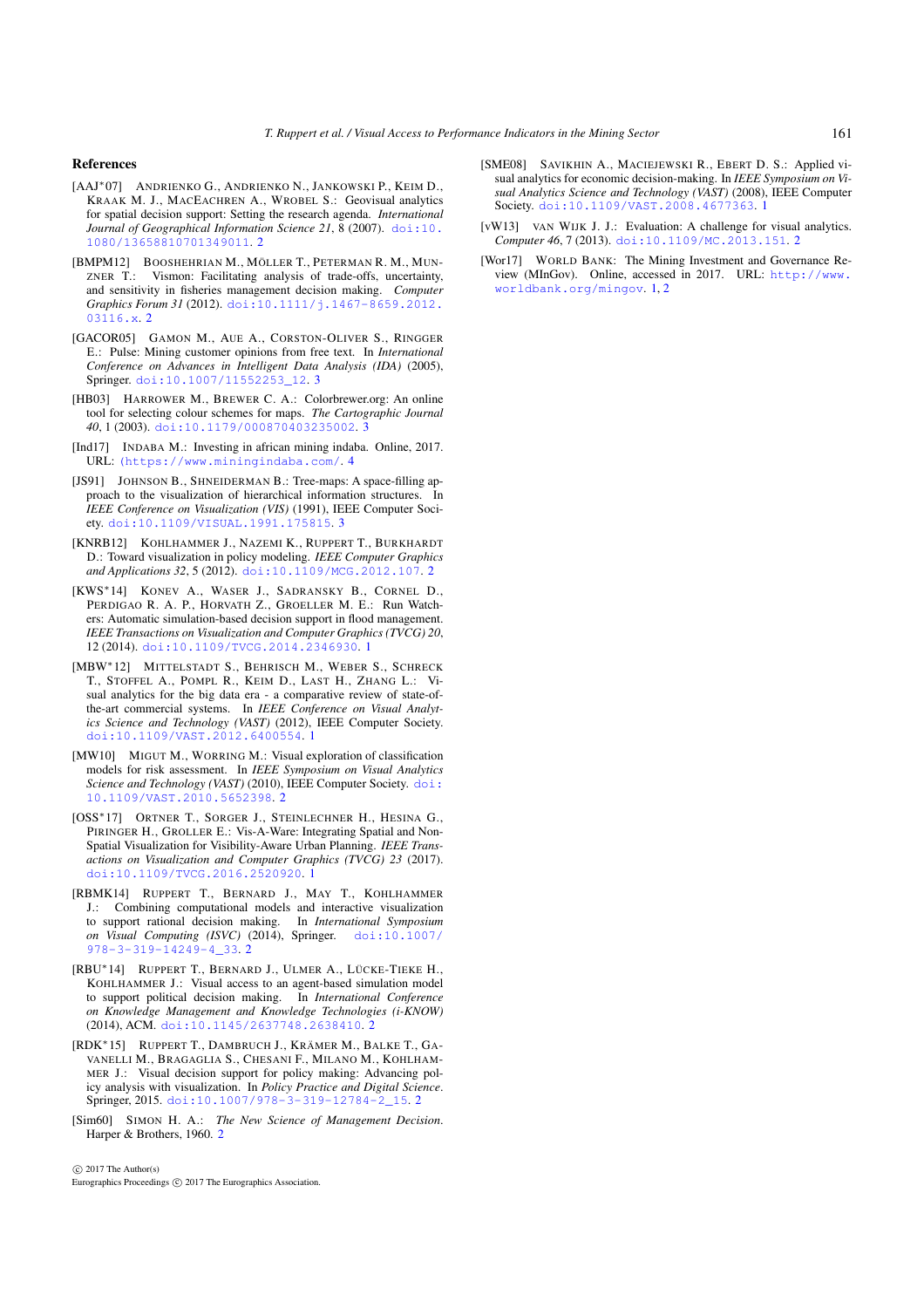## References

[AAJ*07] Andrienko G., Andrienko N., Jankowski P., Keim D., Kraak M. J., MacEachren A., Wrobel S.: Geovisual analytics for spatial decision support: Setting the research agenda. *International Journal of Geographical Information Science 21*, 8 (2007). doi:10.1080/13658810701349011. 2

[BMPM12] Booshehrian M., Möller T., Peterman R. M., Munzner T.: Vismon: Facilitating analysis of trade-offs, uncertainty, and sensitivity in fisheries management decision making. *Computer Graphics Forum 31* (2012). doi:10.1111/j.1467-8659.2012.03116.x. 2

[GACOR05] Gamon M., Aue A., Corston-Oliver S., Ringger E.: Pulse: Mining customer opinions from free text. In *International Conference on Advances in Intelligent Data Analysis (IDA)* (2005), Springer. doi:10.1007/11552253_12. 3

[HB03] Harrower M., Brewer C. A.: Colorbrewer.org: An online tool for selecting colour schemes for maps. *The Cartographic Journal 40*, 1 (2003). doi:10.1179/000870403235002. 3

[Ind17] Indaba M.: Investing in african mining indaba. Online, 2017. URL: (https://www.miningindaba.com/. 4

[JS91] Johnson B., Shneiderman B.: Tree-maps: A space-filling approach to the visualization of hierarchical information structures. In *IEEE Conference on Visualization (VIS)* (1991), IEEE Computer Society. doi:10.1109/VISUAL.1991.175815. 3

[KNRB12] Kohlhammer J., Nazemi K., Ruppert T., Burkhardt D.: Toward visualization in policy modeling. *IEEE Computer Graphics and Applications 32*, 5 (2012). doi:10.1109/MCG.2012.107. 2

[KWS*14] Konev A., Waser J., Sadransky B., Cornel D., Perdigao R. A. P., Horvath Z., Groeller M. E.: Run Watchers: Automatic simulation-based decision support in flood management. *IEEE Transactions on Visualization and Computer Graphics (TVCG) 20*, 12 (2014). doi:10.1109/TVCG.2014.2346930. 1

[MBW*12] Mittelstadt S., Behrisch M., Weber S., Schreck T., Stoffel A., Pompl R., Keim D., Last H., Zhang L.: Visual analytics for the big data era - a comparative review of state-of-the-art commercial systems. In *IEEE Conference on Visual Analytics Science and Technology (VAST)* (2012), IEEE Computer Society. doi:10.1109/VAST.2012.6400554. 1

[MW10] Migut M., Worring M.: Visual exploration of classification models for risk assessment. In *IEEE Symposium on Visual Analytics Science and Technology (VAST)* (2010), IEEE Computer Society. doi:10.1109/VAST.2010.5652398. 2

[OSS*17] Ortner T., Sorger J., Steinlechner H., Hesina G., Piringer H., Groller E.: Vis-A-Ware: Integrating Spatial and Non-Spatial Visualization for Visibility-Aware Urban Planning. *IEEE Transactions on Visualization and Computer Graphics (TVCG) 23* (2017). doi:10.1109/TVCG.2016.2520920. 1

[RBMK14] Ruppert T., Bernard J., May T., Kohlhammer J.: Combining computational models and interactive visualization to support rational decision making. In *International Symposium on Visual Computing (ISVC)* (2014), Springer. doi:10.1007/978-3-319-14249-4_33. 2

[RBU*14] Ruppert T., Bernard J., Ulmer A., Lücke-Tieke H., Kohlhammer J.: Visual access to an agent-based simulation model to support political decision making. In *International Conference on Knowledge Management and Knowledge Technologies (i-KNOW)* (2014), ACM. doi:10.1145/2637748.2638410. 2

[RDK*15] Ruppert T., Dambruch J., Krämer M., Balke T., Gavanelli M., Bragaglia S., Chesani F., Milano M., Kohlhammer J.: Visual decision support for policy making: Advancing policy analysis with visualization. In *Policy Practice and Digital Science*. Springer, 2015. doi:10.1007/978-3-319-12784-2_15. 2

[Sim60] Simon H. A.: *The New Science of Management Decision*. Harper & Brothers, 1960. 2

[SME08] Savikhin A., Maciejewski R., Ebert D. S.: Applied visual analytics for economic decision-making. In *IEEE Symposium on Visual Analytics Science and Technology (VAST)* (2008), IEEE Computer Society. doi:10.1109/VAST.2008.4677363. 1

[vW13] van Wijk J. J.: Evaluation: A challenge for visual analytics. *Computer 46*, 7 (2013). doi:10.1109/MC.2013.151. 2

[Wor17] World Bank: The Mining Investment and Governance Review (MInGov). Online, accessed in 2017. URL: http://www.worldbank.org/mingov. 1, 2